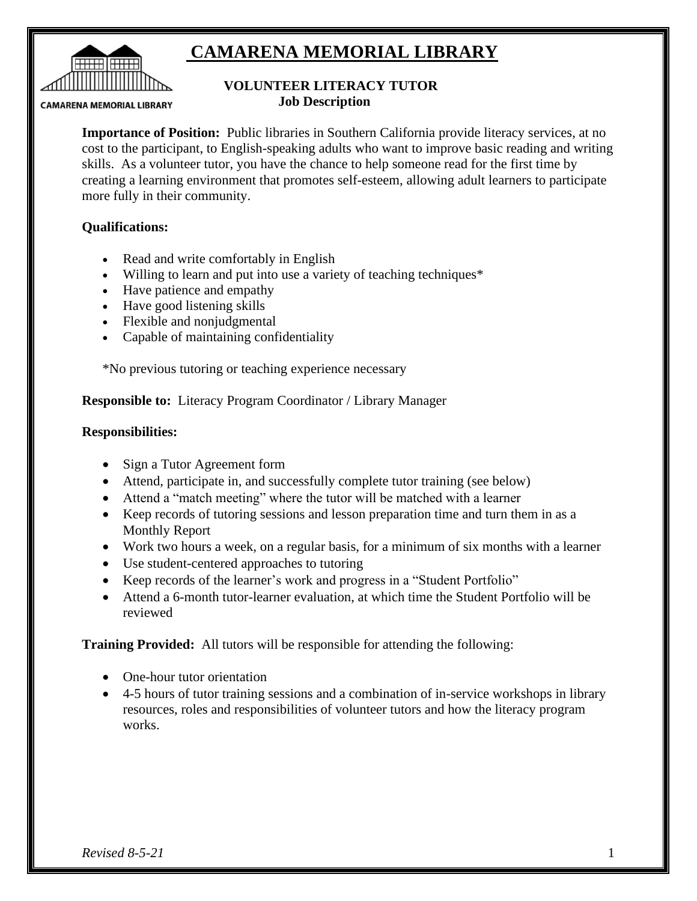# CAMARENA MEMORIAL LIBRARY

CAMARENA MEMORIAL LIBRARY

### VOLUNTEER LITERACY TUTOR
### Job Description

**Importance of Position:** Public libraries in Southern California provide literacy services, at no cost to the participant, to English-speaking adults who want to improve basic reading and writing skills. As a volunteer tutor, you have the chance to help someone read for the first time by creating a learning environment that promotes self-esteem, allowing adult learners to participate more fully in their community.

**Qualifications:**

- Read and write comfortably in English
- Willing to learn and put into use a variety of teaching techniques*
- Have patience and empathy
- Have good listening skills
- Flexible and nonjudgmental
- Capable of maintaining confidentiality

*No previous tutoring or teaching experience necessary

**Responsible to:** Literacy Program Coordinator / Library Manager

**Responsibilities:**

- Sign a Tutor Agreement form
- Attend, participate in, and successfully complete tutor training (see below)
- Attend a "match meeting" where the tutor will be matched with a learner
- Keep records of tutoring sessions and lesson preparation time and turn them in as a Monthly Report
- Work two hours a week, on a regular basis, for a minimum of six months with a learner
- Use student-centered approaches to tutoring
- Keep records of the learner's work and progress in a "Student Portfolio"
- Attend a 6-month tutor-learner evaluation, at which time the Student Portfolio will be reviewed

**Training Provided:** All tutors will be responsible for attending the following:

- One-hour tutor orientation
- 4-5 hours of tutor training sessions and a combination of in-service workshops in library resources, roles and responsibilities of volunteer tutors and how the literacy program works.

*Revised 8-5-21*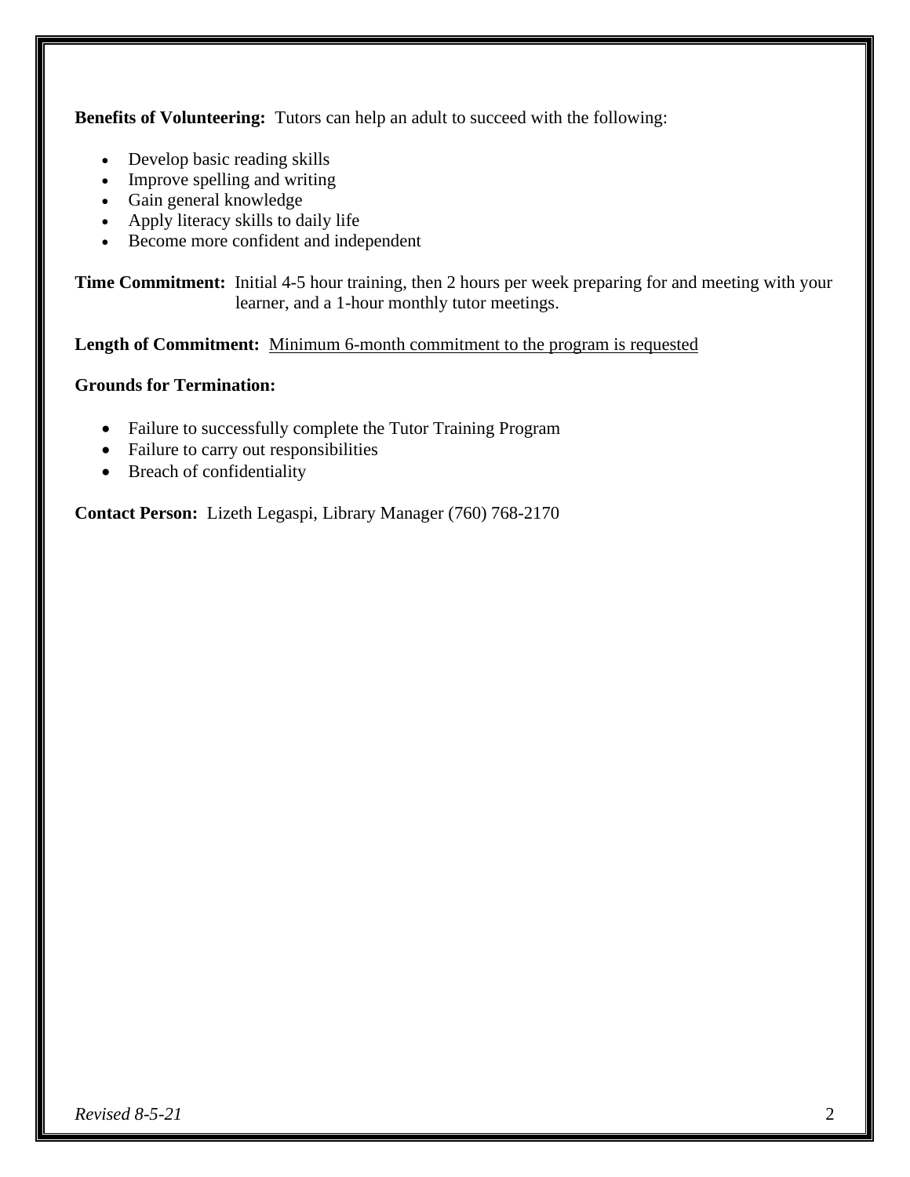**Benefits of Volunteering:** Tutors can help an adult to succeed with the following:

- Develop basic reading skills
- Improve spelling and writing
- Gain general knowledge
- Apply literacy skills to daily life
- Become more confident and independent

**Time Commitment:** Initial 4-5 hour training, then 2 hours per week preparing for and meeting with your learner, and a 1-hour monthly tutor meetings.

**Length of Commitment:** Minimum 6-month commitment to the program is requested

**Grounds for Termination:**

- Failure to successfully complete the Tutor Training Program
- Failure to carry out responsibilities
- Breach of confidentiality

**Contact Person:** Lizeth Legaspi, Library Manager (760) 768-2170

*Revised 8-5-21*